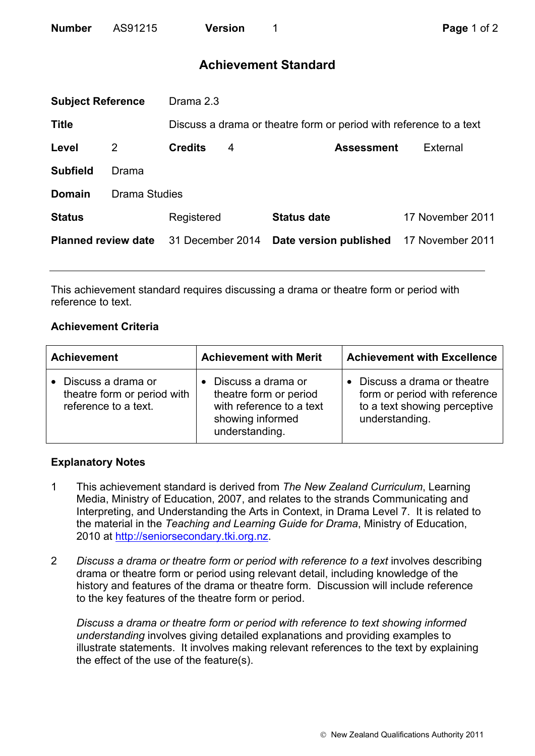**Number** AS91215 **Version** 1

# Achievement Standard

| | | | | | |
|---|---|---|---|---|---|
| **Subject Reference** | Drama 2.3 | | | | |
| **Title** | Discuss a drama or theatre form or period with reference to a text | | | | |
| **Level** | 2 | **Credits** | 4 | **Assessment** | External |
| **Subfield** | Drama | | | | |
| **Domain** | Drama Studies | | | | |
| **Status** | Registered | **Status date** | 17 November 2011 | | |
| **Planned review date** | 31 December 2014 | **Date version published** | 17 November 2011 | | |

This achievement standard requires discussing a drama or theatre form or period with reference to text.

### Achievement Criteria

| Achievement | Achievement with Merit | Achievement with Excellence |
|---|---|---|
| • Discuss a drama or theatre form or period with reference to a text. | • Discuss a drama or theatre form or period with reference to a text showing informed understanding. | • Discuss a drama or theatre form or period with reference to a text showing perceptive understanding. |

### Explanatory Notes

1. This achievement standard is derived from *The New Zealand Curriculum*, Learning Media, Ministry of Education, 2007, and relates to the strands Communicating and Interpreting, and Understanding the Arts in Context, in Drama Level 7. It is related to the material in the *Teaching and Learning Guide for Drama*, Ministry of Education, 2010 at http://seniorsecondary.tki.org.nz.

2. *Discuss a drama or theatre form or period with reference to a text* involves describing drama or theatre form or period using relevant detail, including knowledge of the history and features of the drama or theatre form. Discussion will include reference to the key features of the theatre form or period.

   *Discuss a drama or theatre form or period with reference to text showing informed understanding* involves giving detailed explanations and providing examples to illustrate statements. It involves making relevant references to the text by explaining the effect of the use of the feature(s).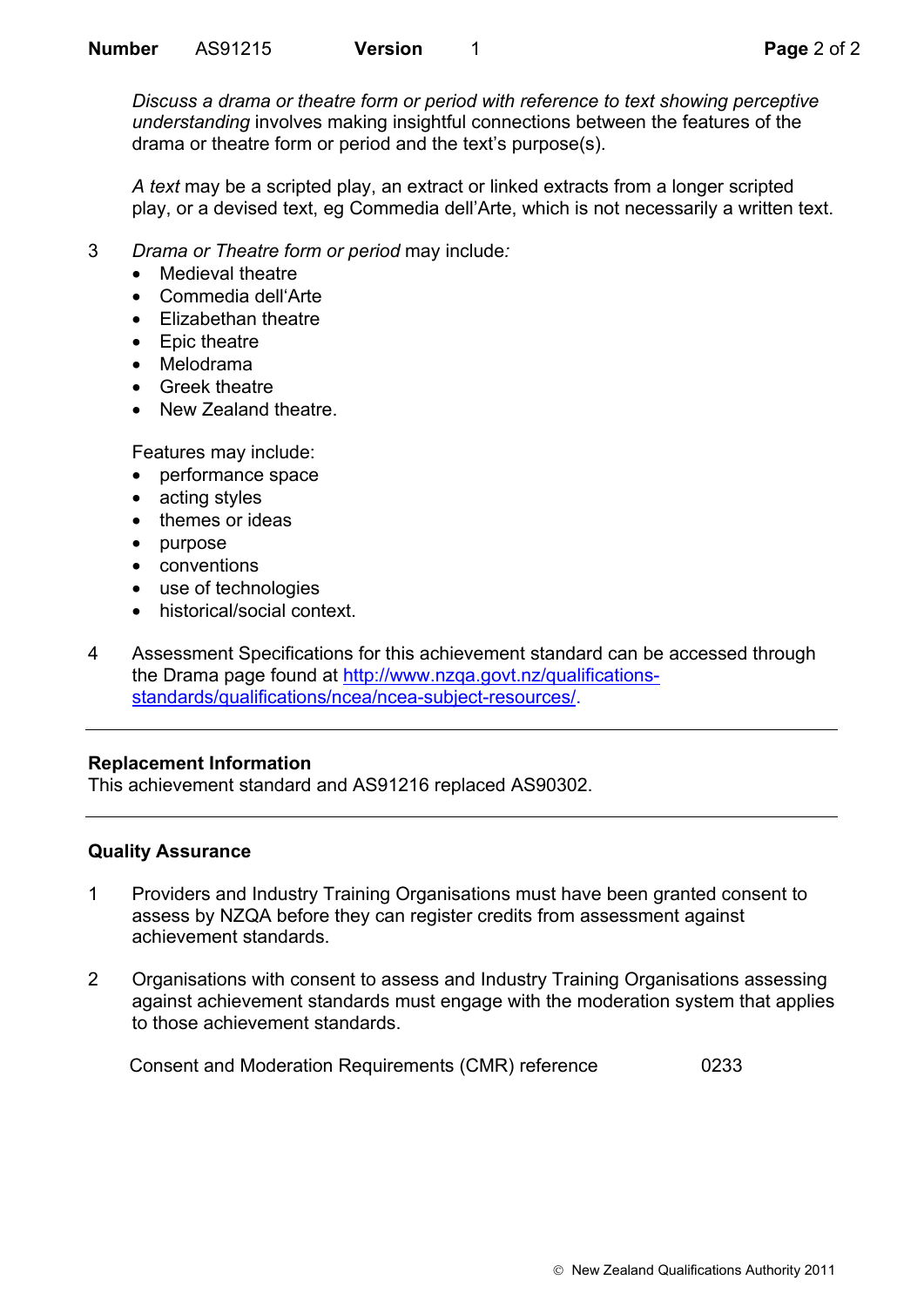*Discuss a drama or theatre form or period with reference to text showing perceptive understanding* involves making insightful connections between the features of the drama or theatre form or period and the text's purpose(s).

*A text* may be a scripted play, an extract or linked extracts from a longer scripted play, or a devised text, eg Commedia dell'Arte, which is not necessarily a written text.

3 *Drama or Theatre form or period* may include*:*

- Medieval theatre
- Commedia dell'Arte
- Elizabethan theatre
- Epic Theatre
- Melodrama
- Greek theatre
- New Zealand theatre.

Features may include:

- performance space
- acting styles
- themes or ideas
- purpose
- conventions
- use of technologies
- historical/social context.

4 Assessment Specifications for this achievement standard can be accessed through the Drama page found at http://www.nzqa.govt.nz/qualifications-standards/qualifications/ncea/ncea-subject-resources/.

---

**Replacement Information**

This achievement standard and AS91216 replaced AS90302.

---

**Quality Assurance**

1 Providers and Industry Training Organisations must have been granted consent to assess by NZQA before they can register credits from assessment against achievement standards.

2 Organisations with consent to assess and Industry Training Organisations assessing against achievement standards must engage with the moderation system that applies to those achievement standards.

Consent and Moderation Requirements (CMR) reference 0233

© New Zealand Qualifications Authority 2011